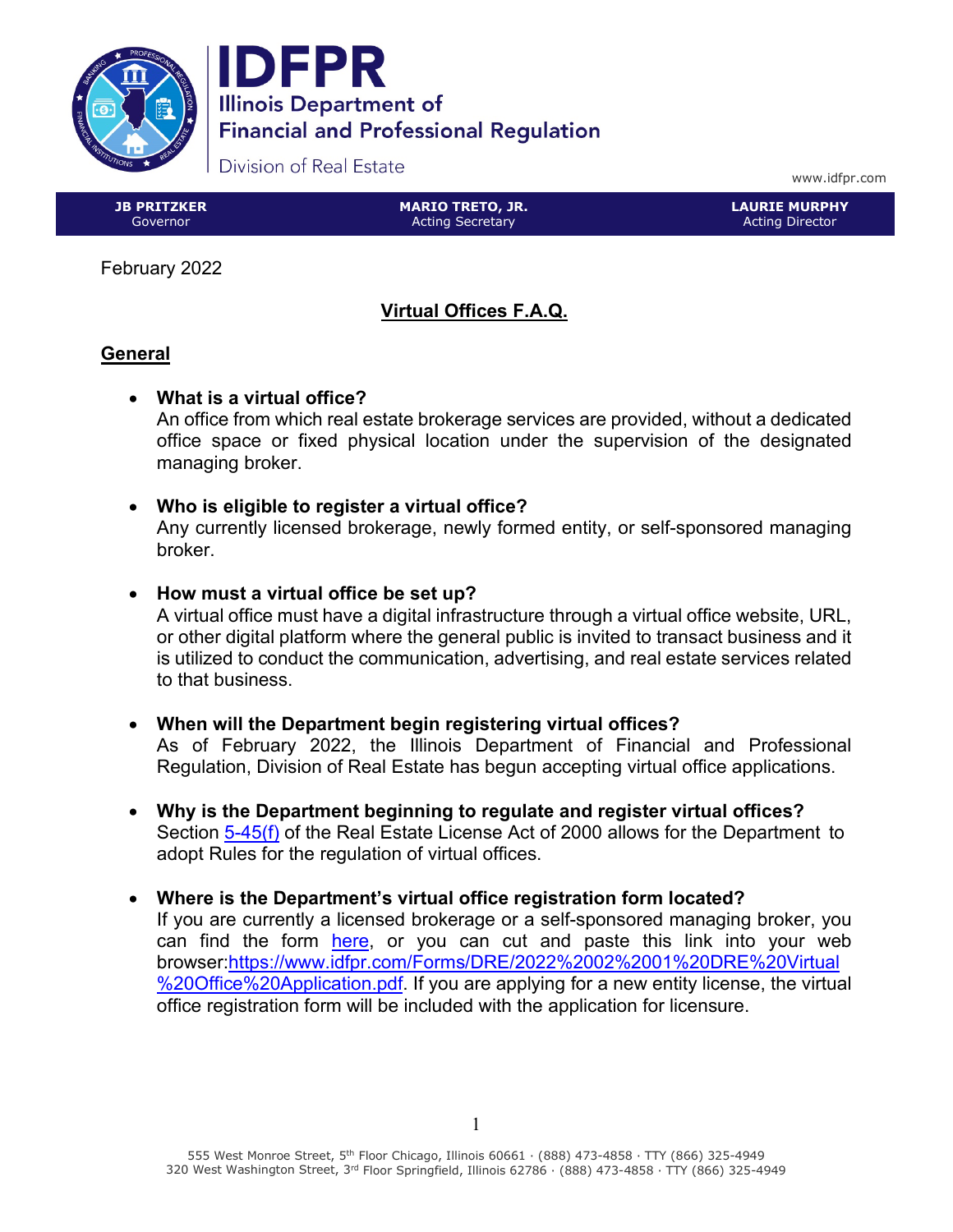# IDFPR

Illinois Department of Financial and Professional Regulation

Division of Real Estate

www.idfpr.com

| JB PRITZKER | MARIO TRETO, JR. | LAURIE MURPHY |
|---|---|---|
| Governor | Acting Secretary | Acting Director |

February 2022

## Virtual Offices F.A.Q.

### General

- **What is a virtual office?**
  An office from which real estate brokerage services are provided, without a dedicated office space or fixed physical location under the supervision of the designated managing broker.

- **Who is eligible to register a virtual office?**
  Any currently licensed brokerage, newly formed entity, or self-sponsored managing broker.

- **How must a virtual office be set up?**
  A virtual office must have a digital infrastructure through a virtual office website, URL, or other digital platform where the general public is invited to transact business and it is utilized to conduct the communication, advertising, and real estate services related to that business.

- **When will the Department begin registering virtual offices?**
  As of February 2022, the Illinois Department of Financial and Professional Regulation, Division of Real Estate has begun accepting virtual office applications.

- **Why is the Department beginning to regulate and register virtual offices?**
  Section 5-45(f) of the Real Estate License Act of 2000 allows for the Department to adopt Rules for the regulation of virtual offices.

- **Where is the Department's virtual office registration form located?**
  If you are currently a licensed brokerage or a self-sponsored managing broker, you can find the form here, or you can cut and paste this link into your web browser:https://www.idfpr.com/Forms/DRE/2022%2002%2001%20DRE%20Virtual%20Office%20Application.pdf. If you are applying for a new entity license, the virtual office registration form will be included with the application for licensure.

555 West Monroe Street, 5th Floor Chicago, Illinois 60661 · (888) 473-4858 · TTY (866) 325-4949
320 West Washington Street, 3rd Floor Springfield, Illinois 62786 · (888) 473-4858 · TTY (866) 325-4949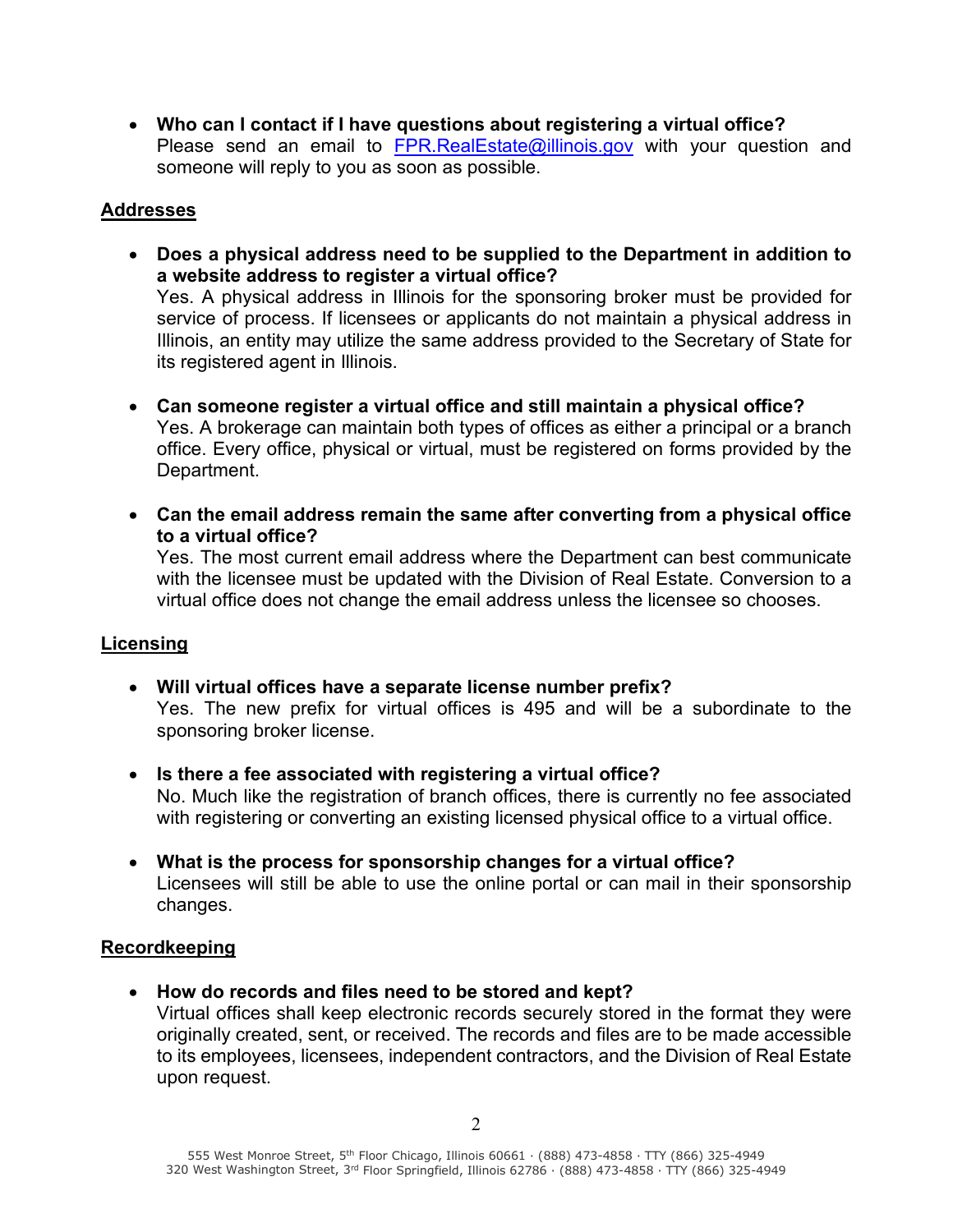- **Who can I contact if I have questions about registering a virtual office?**
  Please send an email to FPR.RealEstate@illinois.gov with your question and someone will reply to you as soon as possible.

## Addresses

- **Does a physical address need to be supplied to the Department in addition to a website address to register a virtual office?**
  Yes. A physical address in Illinois for the sponsoring broker must be provided for service of process. If licensees or applicants do not maintain a physical address in Illinois, an entity may utilize the same address provided to the Secretary of State for its registered agent in Illinois.

- **Can someone register a virtual office and still maintain a physical office?**
  Yes. A brokerage can maintain both types of offices as either a principal or a branch office. Every office, physical or virtual, must be registered on forms provided by the Department.

- **Can the email address remain the same after converting from a physical office to a virtual office?**
  Yes. The most current email address where the Department can best communicate with the licensee must be updated with the Division of Real Estate. Conversion to a virtual office does not change the email address unless the licensee so chooses.

## Licensing

- **Will virtual offices have a separate license number prefix?**
  Yes. The new prefix for virtual offices is 495 and will be a subordinate to the sponsoring broker license.

- **Is there a fee associated with registering a virtual office?**
  No. Much like the registration of branch offices, there is currently no fee associated with registering or converting an existing licensed physical office to a virtual office.

- **What is the process for sponsorship changes for a virtual office?**
  Licensees will still be able to use the online portal or can mail in their sponsorship changes.

## Recordkeeping

- **How do records and files need to be stored and kept?**
  Virtual offices shall keep electronic records securely stored in the format they were originally created, sent, or received. The records and files are to be made accessible to its employees, licensees, independent contractors, and the Division of Real Estate upon request.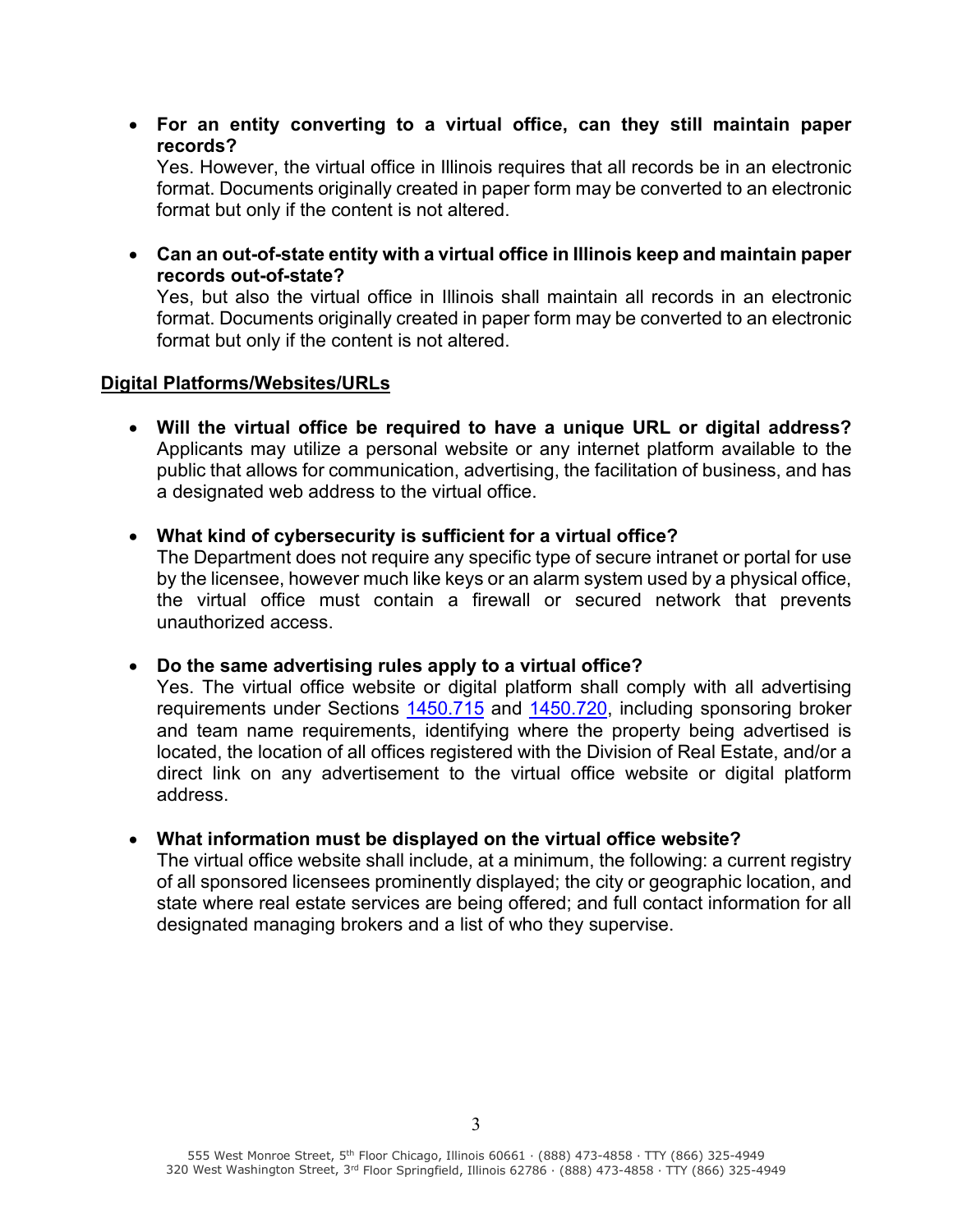- **For an entity converting to a virtual office, can they still maintain paper records?**
  Yes. However, the virtual office in Illinois requires that all records be in an electronic format. Documents originally created in paper form may be converted to an electronic format but only if the content is not altered.

- **Can an out-of-state entity with a virtual office in Illinois keep and maintain paper records out-of-state?**
  Yes, but also the virtual office in Illinois shall maintain all records in an electronic format. Documents originally created in paper form may be converted to an electronic format but only if the content is not altered.

**Digital Platforms/Websites/URLs**

- **Will the virtual office be required to have a unique URL or digital address?** Applicants may utilize a personal website or any internet platform available to the public that allows for communication, advertising, the facilitation of business, and has a designated web address to the virtual office.

- **What kind of cybersecurity is sufficient for a virtual office?**
  The Department does not require any specific type of secure intranet or portal for use by the licensee, however much like keys or an alarm system used by a physical office, the virtual office must contain a firewall or secured network that prevents unauthorized access.

- **Do the same advertising rules apply to a virtual office?**
  Yes. The virtual office website or digital platform shall comply with all advertising requirements under Sections 1450.715 and 1450.720, including sponsoring broker and team name requirements, identifying where the property being advertised is located, the location of all offices registered with the Division of Real Estate, and/or a direct link on any advertisement to the virtual office website or digital platform address.

- **What information must be displayed on the virtual office website?**
  The virtual office website shall include, at a minimum, the following: a current registry of all sponsored licensees prominently displayed; the city or geographic location, and state where real estate services are being offered; and full contact information for all designated managing brokers and a list of who they supervise.